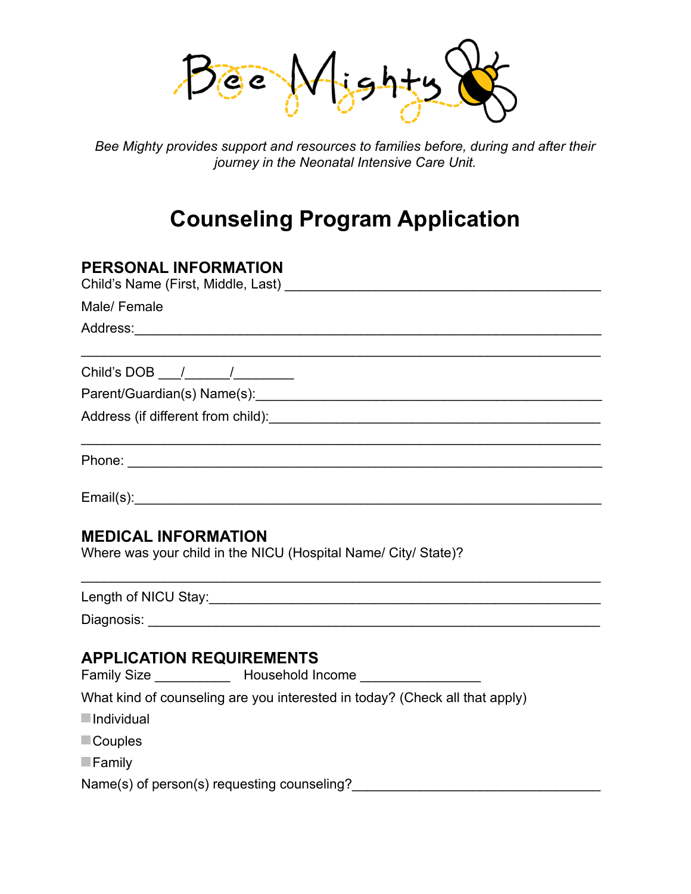Bee Mighty

*Bee Mighty provides support and resources to families before, during and after their journey in the Neonatal Intensive Care Unit.*

# Counseling Program Application

## PERSONAL INFORMATION

Child's Name (First, Middle, Last) ________________________________________

Male/ Female

Address:____________________________________________________________

____________________________________________________________________

Child's DOB ___/______/________

Parent/Guardian(s) Name(s):______________________________________________

Address (if different from child):__________________________________________

____________________________________________________________________

Phone: _____________________________________________________________

Email(s):____________________________________________________________

## MEDICAL INFORMATION

Where was your child in the NICU (Hospital Name/ City/ State)?

____________________________________________________________________

Length of NICU Stay:____________________________________________________

Diagnosis: __________________________________________________________

## APPLICATION REQUIREMENTS

Family Size __________ Household Income ________________

What kind of counseling are you interested in today? (Check all that apply)

- ☐ Individual
- ☐ Couples
- ☐ Family

Name(s) of person(s) requesting counseling?________________________________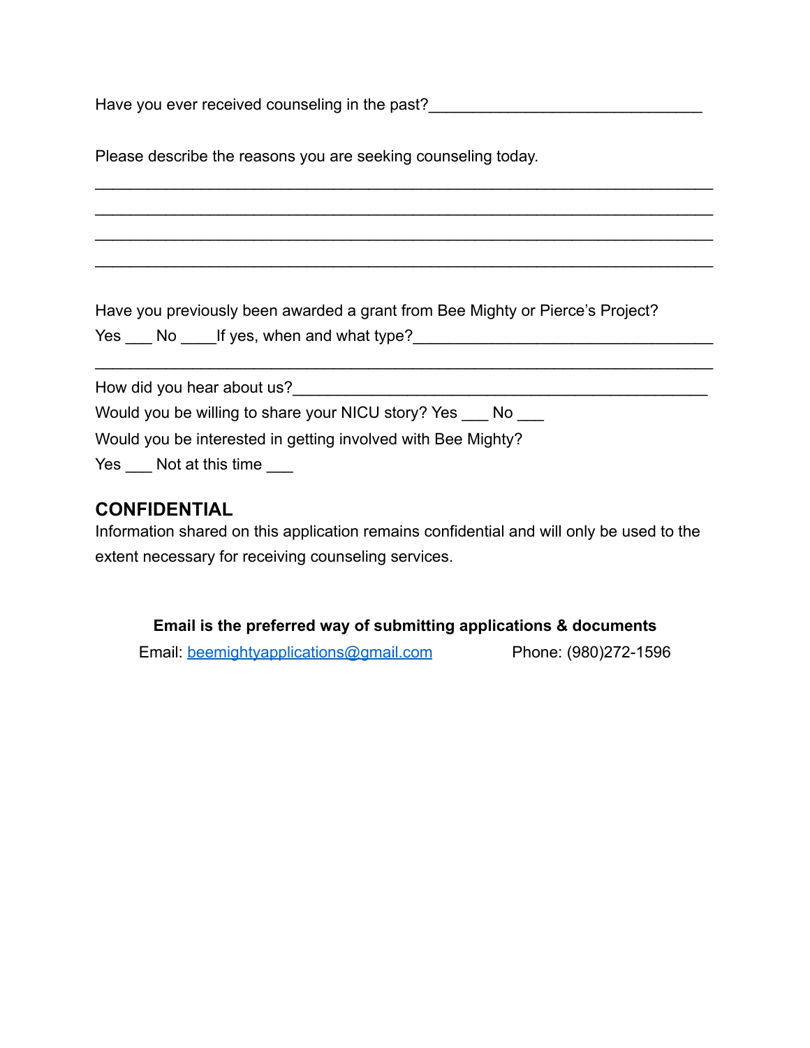Have you ever received counseling in the past?________________________________

Please describe the reasons you are seeking counseling today.

________________________________________________________________________
________________________________________________________________________
________________________________________________________________________
________________________________________________________________________

Have you previously been awarded a grant from Bee Mighty or Pierce's Project?
Yes ___ No ____If yes, when and what type?____________________________________
________________________________________________________________________

How did you hear about us?________________________________________________
Would you be willing to share your NICU story? Yes ___ No ___
Would you be interested in getting involved with Bee Mighty?
Yes ___ Not at this time ___

## CONFIDENTIAL

Information shared on this application remains confidential and will only be used to the extent necessary for receiving counseling services.

**Email is the preferred way of submitting applications & documents**

Email: beemightyapplications@gmail.com Phone: (980)272-1596